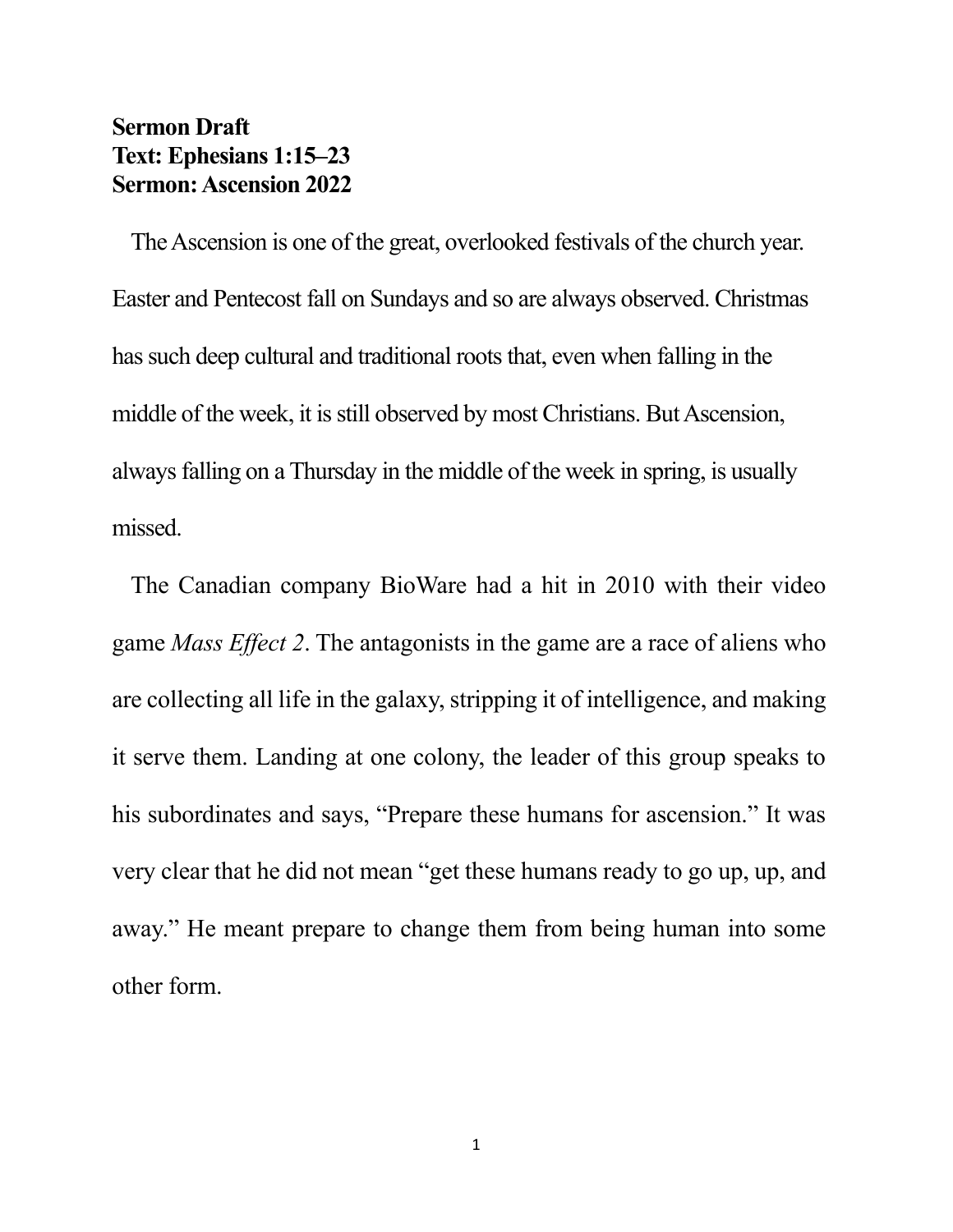**Sermon Draft**
**Text: Ephesians 1:15–23**
**Sermon: Ascension 2022**

The Ascension is one of the great, overlooked festivals of the church year. Easter and Pentecost fall on Sundays and so are always observed. Christmas has such deep cultural and traditional roots that, even when falling in the middle of the week, it is still observed by most Christians. But Ascension, always falling on a Thursday in the middle of the week in spring, is usually missed.

The Canadian company BioWare had a hit in 2010 with their video game *Mass Effect 2*. The antagonists in the game are a race of aliens who are collecting all life in the galaxy, stripping it of intelligence, and making it serve them. Landing at one colony, the leader of this group speaks to his subordinates and says, "Prepare these humans for ascension." It was very clear that he did not mean "get these humans ready to go up, up, and away." He meant prepare to change them from being human into some other form.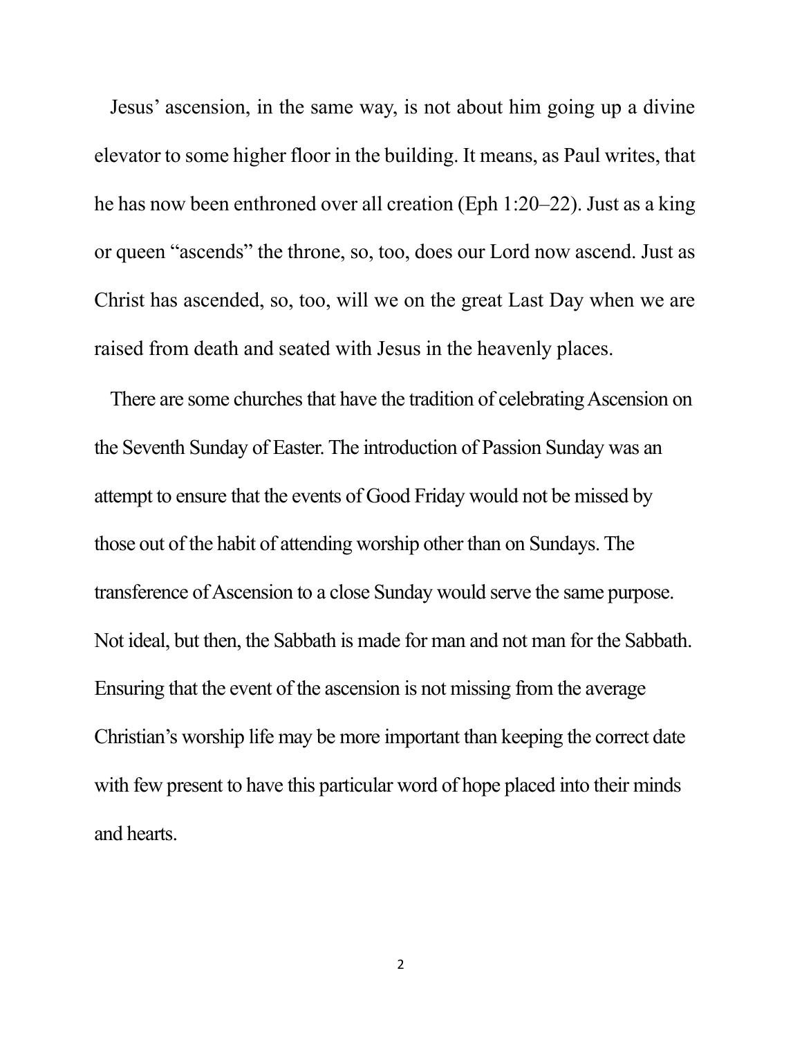Jesus' ascension, in the same way, is not about him going up a divine elevator to some higher floor in the building. It means, as Paul writes, that he has now been enthroned over all creation (Eph 1:20–22). Just as a king or queen "ascends" the throne, so, too, does our Lord now ascend. Just as Christ has ascended, so, too, will we on the great Last Day when we are raised from death and seated with Jesus in the heavenly places.

There are some churches that have the tradition of celebrating Ascension on the Seventh Sunday of Easter. The introduction of Passion Sunday was an attempt to ensure that the events of Good Friday would not be missed by those out of the habit of attending worship other than on Sundays. The transference of Ascension to a close Sunday would serve the same purpose. Not ideal, but then, the Sabbath is made for man and not man for the Sabbath. Ensuring that the event of the ascension is not missing from the average Christian's worship life may be more important than keeping the correct date with few present to have this particular word of hope placed into their minds and hearts.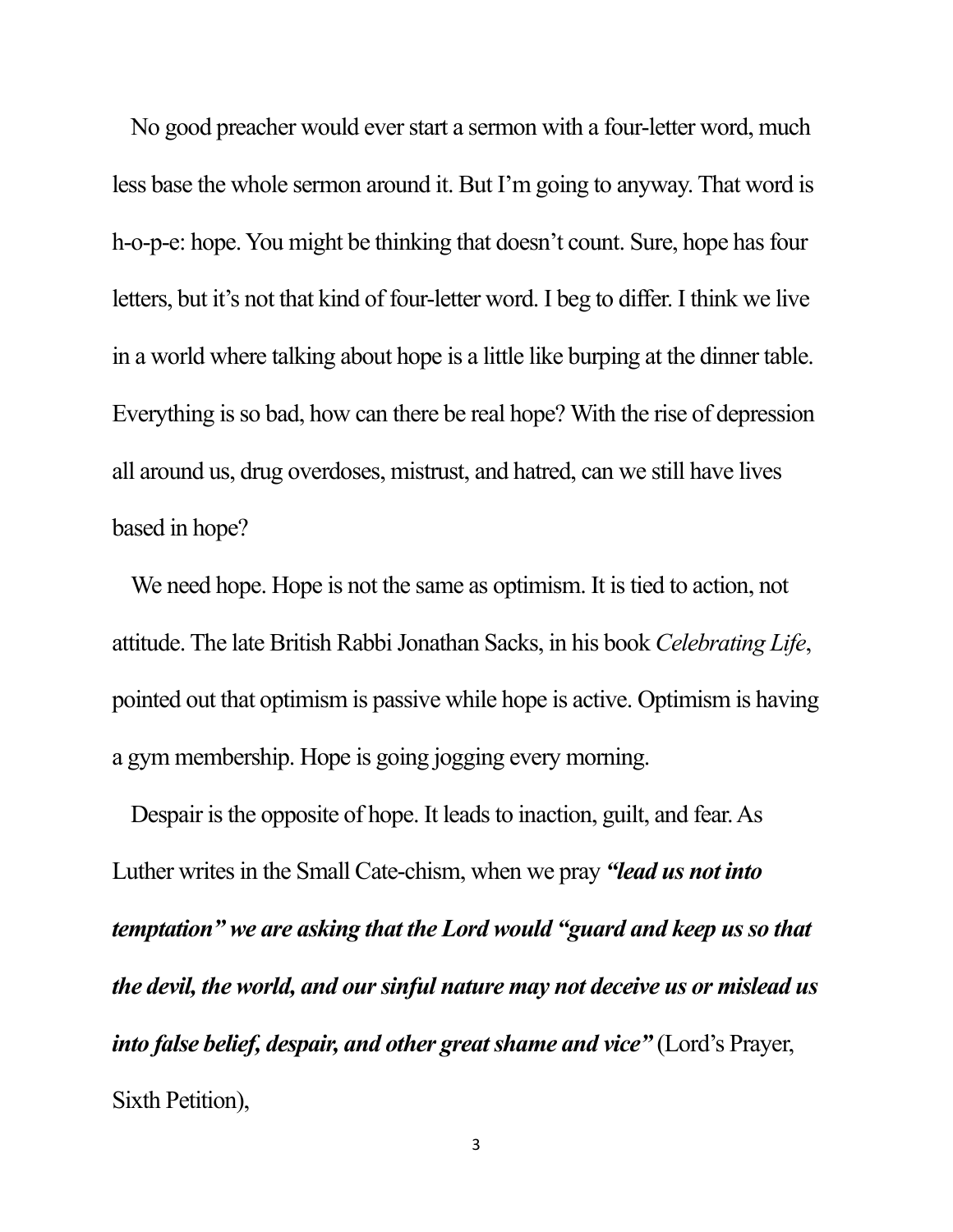No good preacher would ever start a sermon with a four-letter word, much less base the whole sermon around it. But I'm going to anyway. That word is h-o-p-e: hope. You might be thinking that doesn't count. Sure, hope has four letters, but it's not that kind of four-letter word. I beg to differ. I think we live in a world where talking about hope is a little like burping at the dinner table. Everything is so bad, how can there be real hope? With the rise of depression all around us, drug overdoses, mistrust, and hatred, can we still have lives based in hope?

We need hope. Hope is not the same as optimism. It is tied to action, not attitude. The late British Rabbi Jonathan Sacks, in his book *Celebrating Life*, pointed out that optimism is passive while hope is active. Optimism is having a gym membership. Hope is going jogging every morning.

Despair is the opposite of hope. It leads to inaction, guilt, and fear. As Luther writes in the Small Cate-chism, when we pray ***"lead us not into temptation" we are asking that the Lord would "guard and keep us so that the devil, the world, and our sinful nature may not deceive us or mislead us into false belief, despair, and other great shame and vice"*** (Lord's Prayer, Sixth Petition),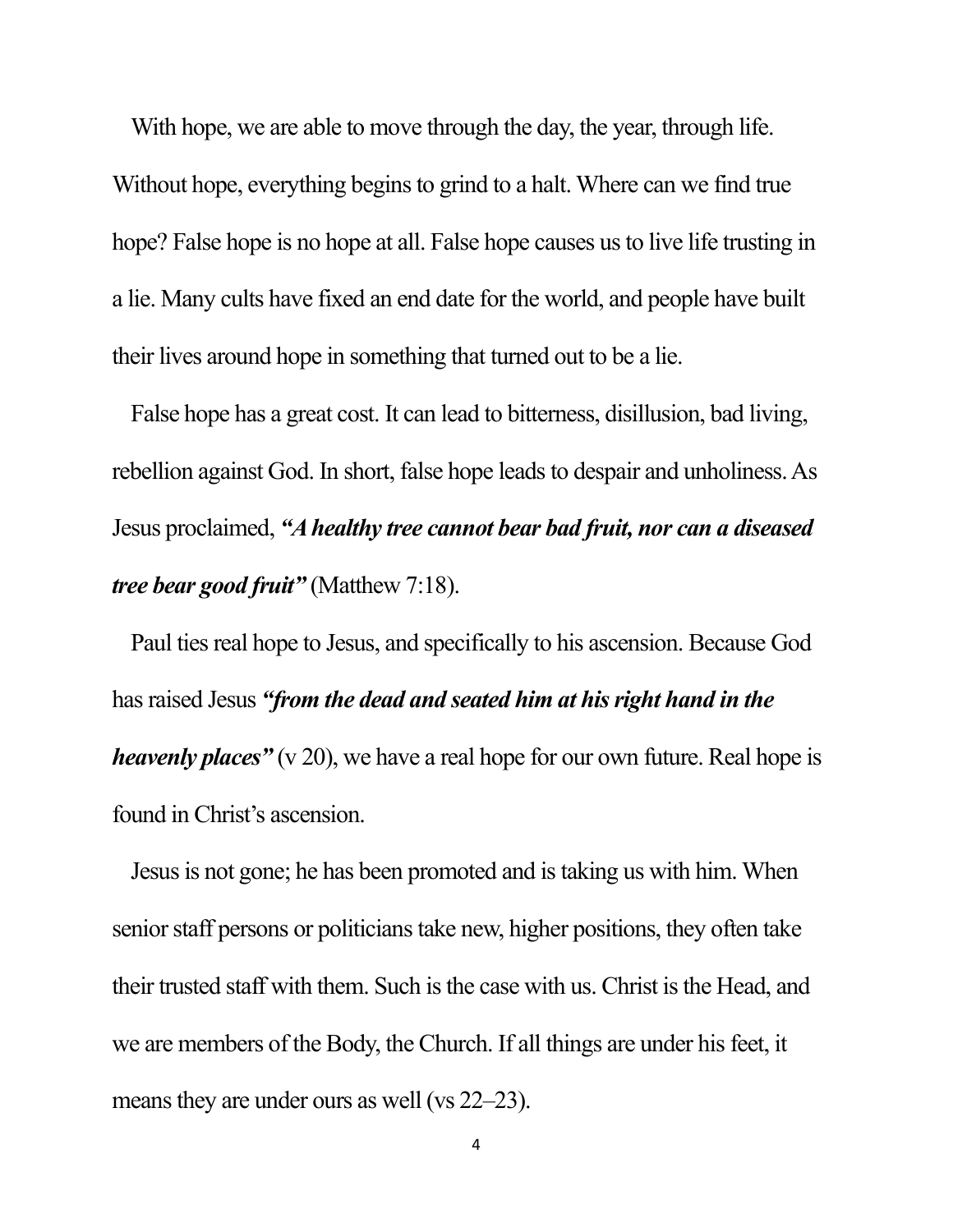With hope, we are able to move through the day, the year, through life. Without hope, everything begins to grind to a halt. Where can we find true hope? False hope is no hope at all. False hope causes us to live life trusting in a lie. Many cults have fixed an end date for the world, and people have built their lives around hope in something that turned out to be a lie.

False hope has a great cost. It can lead to bitterness, disillusion, bad living, rebellion against God. In short, false hope leads to despair and unholiness. As Jesus proclaimed, ***"A healthy tree cannot bear bad fruit, nor can a diseased tree bear good fruit"*** (Matthew 7:18).

Paul ties real hope to Jesus, and specifically to his ascension. Because God has raised Jesus ***"from the dead and seated him at his right hand in the heavenly places"*** (v 20), we have a real hope for our own future. Real hope is found in Christ's ascension.

Jesus is not gone; he has been promoted and is taking us with him. When senior staff persons or politicians take new, higher positions, they often take their trusted staff with them. Such is the case with us. Christ is the Head, and we are members of the Body, the Church. If all things are under his feet, it means they are under ours as well (vs 22–23).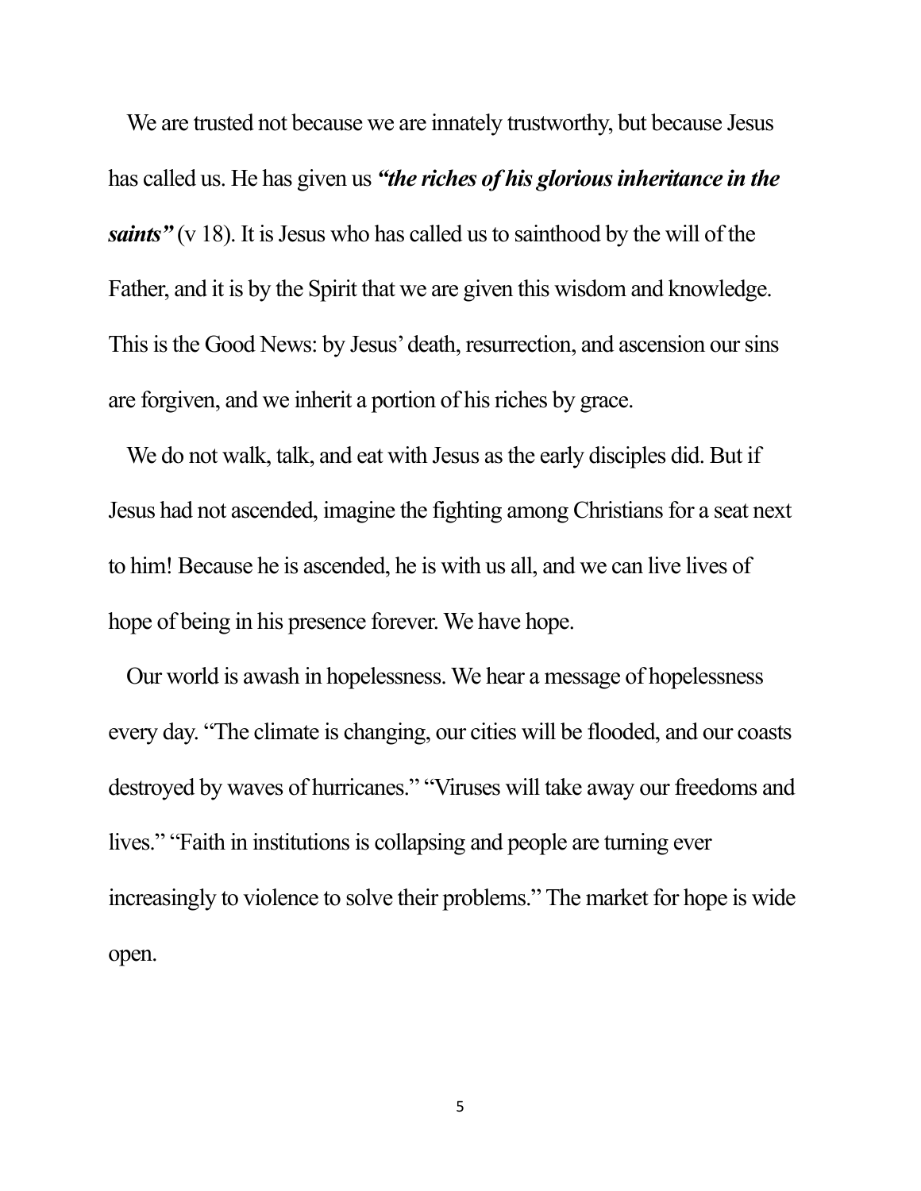We are trusted not because we are innately trustworthy, but because Jesus has called us. He has given us ***"the riches of his glorious inheritance in the saints"*** (v 18). It is Jesus who has called us to sainthood by the will of the Father, and it is by the Spirit that we are given this wisdom and knowledge. This is the Good News: by Jesus' death, resurrection, and ascension our sins are forgiven, and we inherit a portion of his riches by grace.

We do not walk, talk, and eat with Jesus as the early disciples did. But if Jesus had not ascended, imagine the fighting among Christians for a seat next to him! Because he is ascended, he is with us all, and we can live lives of hope of being in his presence forever. We have hope.

Our world is awash in hopelessness. We hear a message of hopelessness every day. "The climate is changing, our cities will be flooded, and our coasts destroyed by waves of hurricanes." "Viruses will take away our freedoms and lives." "Faith in institutions is collapsing and people are turning ever increasingly to violence to solve their problems." The market for hope is wide open.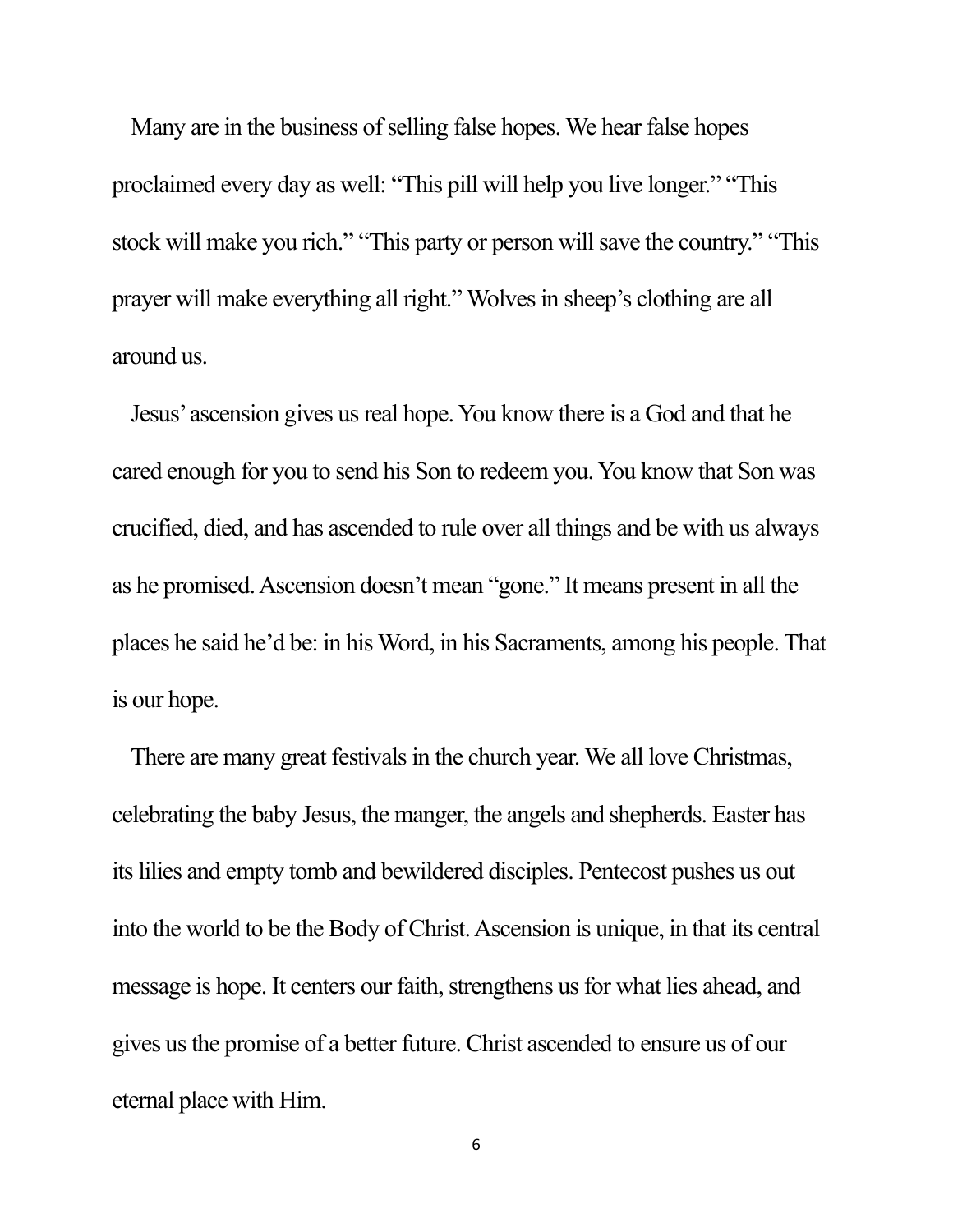Many are in the business of selling false hopes. We hear false hopes proclaimed every day as well: "This pill will help you live longer." "This stock will make you rich." "This party or person will save the country." "This prayer will make everything all right." Wolves in sheep's clothing are all around us.

Jesus' ascension gives us real hope. You know there is a God and that he cared enough for you to send his Son to redeem you. You know that Son was crucified, died, and has ascended to rule over all things and be with us always as he promised. Ascension doesn't mean "gone." It means present in all the places he said he'd be: in his Word, in his Sacraments, among his people. That is our hope.

There are many great festivals in the church year. We all love Christmas, celebrating the baby Jesus, the manger, the angels and shepherds. Easter has its lilies and empty tomb and bewildered disciples. Pentecost pushes us out into the world to be the Body of Christ. Ascension is unique, in that its central message is hope. It centers our faith, strengthens us for what lies ahead, and gives us the promise of a better future. Christ ascended to ensure us of our eternal place with Him.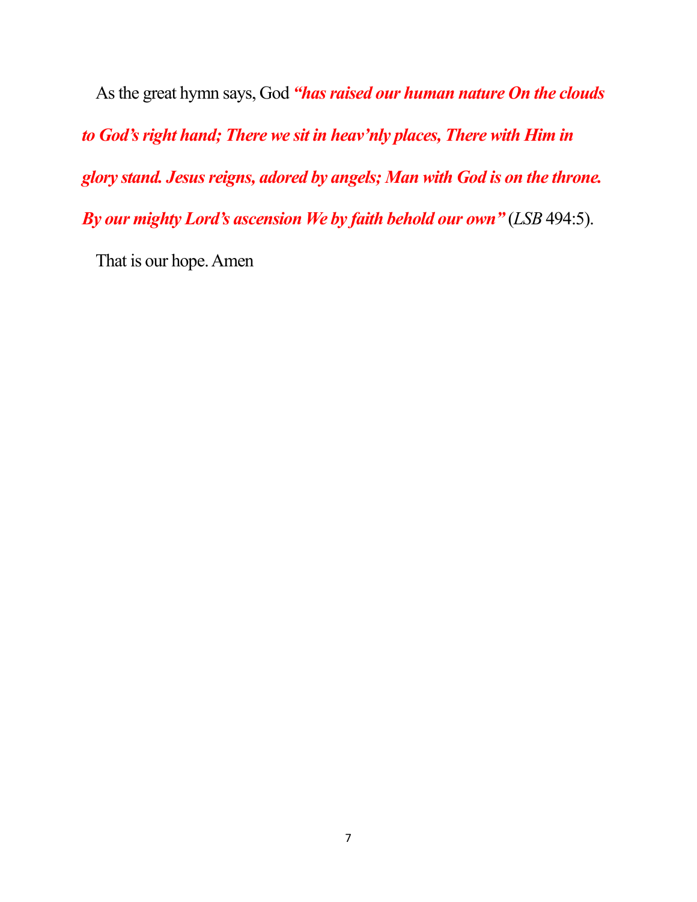As the great hymn says, God ***"has raised our human nature On the clouds to God's right hand; There we sit in heav'nly places, There with Him in glory stand. Jesus reigns, adored by angels; Man with God is on the throne. By our mighty Lord's ascension We by faith behold our own"*** (*LSB* 494:5).

That is our hope. Amen